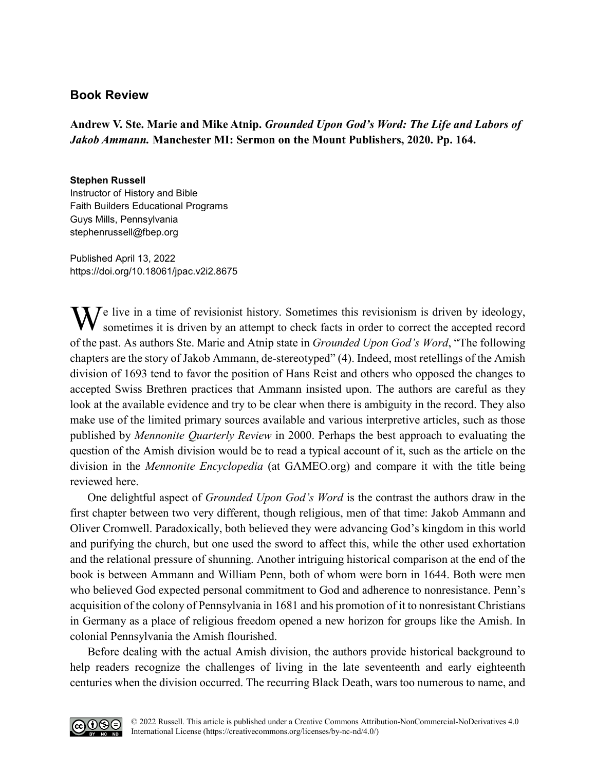## Book Review

**Andrew V. Ste. Marie and Mike Atnip. *Grounded Upon God's Word: The Life and Labors of Jakob Ammann.* Manchester MI: Sermon on the Mount Publishers, 2020. Pp. 164.**

**Stephen Russell**
Instructor of History and Bible
Faith Builders Educational Programs
Guys Mills, Pennsylvania
stephenrussell@fbep.org

Published April 13, 2022
https://doi.org/10.18061/jpac.v2i2.8675

We live in a time of revisionist history. Sometimes this revisionism is driven by ideology, sometimes it is driven by an attempt to check facts in order to correct the accepted record of the past. As authors Ste. Marie and Atnip state in *Grounded Upon God's Word*, "The following chapters are the story of Jakob Ammann, de-stereotyped" (4). Indeed, most retellings of the Amish division of 1693 tend to favor the position of Hans Reist and others who opposed the changes to accepted Swiss Brethren practices that Ammann insisted upon. The authors are careful as they look at the available evidence and try to be clear when there is ambiguity in the record. They also make use of the limited primary sources available and various interpretive articles, such as those published by *Mennonite Quarterly Review* in 2000. Perhaps the best approach to evaluating the question of the Amish division would be to read a typical account of it, such as the article on the division in the *Mennonite Encyclopedia* (at GAMEO.org) and compare it with the title being reviewed here.

One delightful aspect of *Grounded Upon God's Word* is the contrast the authors draw in the first chapter between two very different, though religious, men of that time: Jakob Ammann and Oliver Cromwell. Paradoxically, both believed they were advancing God's kingdom in this world and purifying the church, but one used the sword to affect this, while the other used exhortation and the relational pressure of shunning. Another intriguing historical comparison at the end of the book is between Ammann and William Penn, both of whom were born in 1644. Both were men who believed God expected personal commitment to God and adherence to nonresistance. Penn's acquisition of the colony of Pennsylvania in 1681 and his promotion of it to nonresistant Christians in Germany as a place of religious freedom opened a new horizon for groups like the Amish. In colonial Pennsylvania the Amish flourished.

Before dealing with the actual Amish division, the authors provide historical background to help readers recognize the challenges of living in the late seventeenth and early eighteenth centuries when the division occurred. The recurring Black Death, wars too numerous to name, and

© 2022 Russell. This article is published under a Creative Commons Attribution-NonCommercial-NoDerivatives 4.0 International License (https://creativecommons.org/licenses/by-nc-nd/4.0/)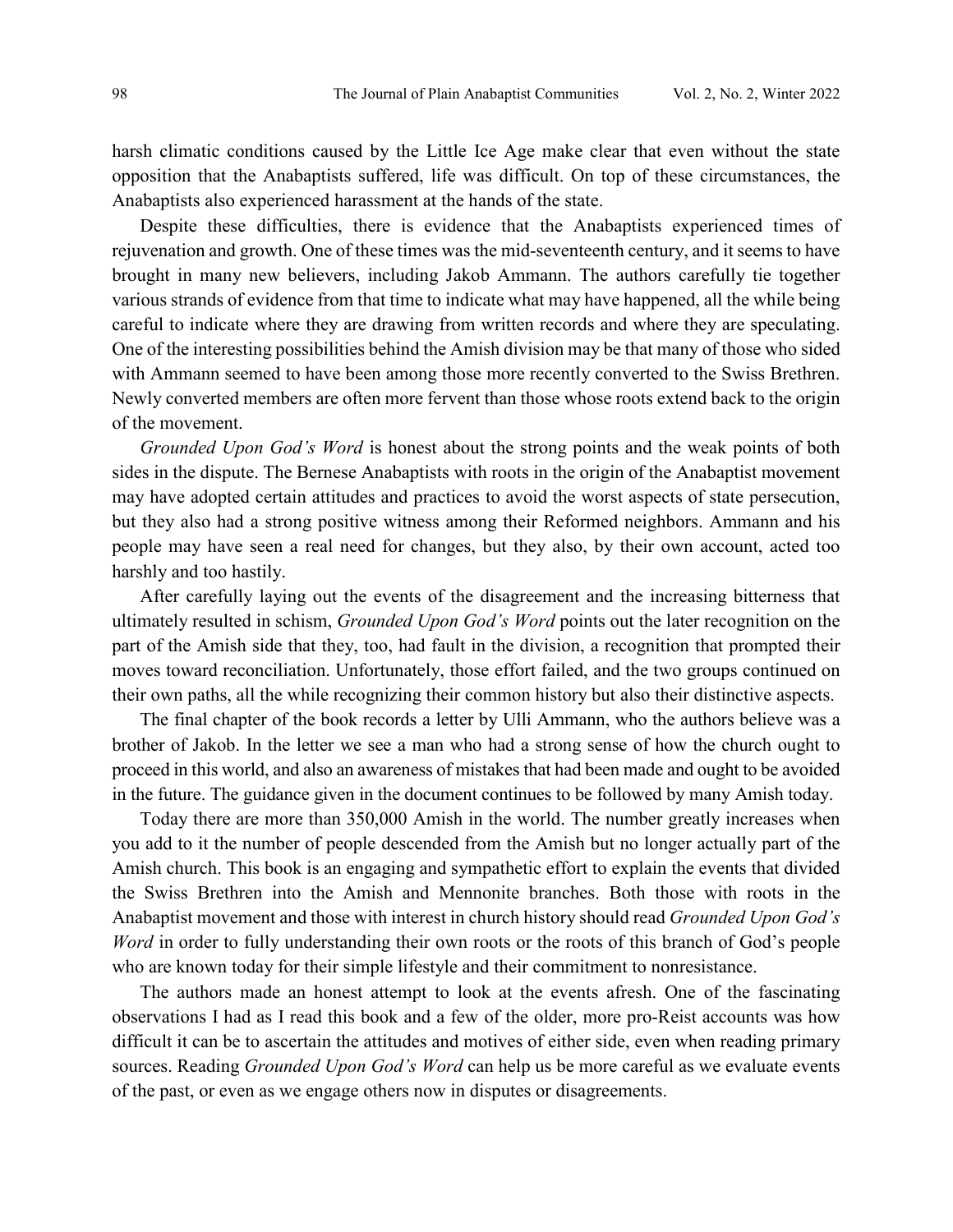harsh climatic conditions caused by the Little Ice Age make clear that even without the state opposition that the Anabaptists suffered, life was difficult. On top of these circumstances, the Anabaptists also experienced harassment at the hands of the state.

Despite these difficulties, there is evidence that the Anabaptists experienced times of rejuvenation and growth. One of these times was the mid-seventeenth century, and it seems to have brought in many new believers, including Jakob Ammann. The authors carefully tie together various strands of evidence from that time to indicate what may have happened, all the while being careful to indicate where they are drawing from written records and where they are speculating. One of the interesting possibilities behind the Amish division may be that many of those who sided with Ammann seemed to have been among those more recently converted to the Swiss Brethren. Newly converted members are often more fervent than those whose roots extend back to the origin of the movement.

*Grounded Upon God's Word* is honest about the strong points and the weak points of both sides in the dispute. The Bernese Anabaptists with roots in the origin of the Anabaptist movement may have adopted certain attitudes and practices to avoid the worst aspects of state persecution, but they also had a strong positive witness among their Reformed neighbors. Ammann and his people may have seen a real need for changes, but they also, by their own account, acted too harshly and too hastily.

After carefully laying out the events of the disagreement and the increasing bitterness that ultimately resulted in schism, *Grounded Upon God's Word* points out the later recognition on the part of the Amish side that they, too, had fault in the division, a recognition that prompted their moves toward reconciliation. Unfortunately, those effort failed, and the two groups continued on their own paths, all the while recognizing their common history but also their distinctive aspects.

The final chapter of the book records a letter by Ulli Ammann, who the authors believe was a brother of Jakob. In the letter we see a man who had a strong sense of how the church ought to proceed in this world, and also an awareness of mistakes that had been made and ought to be avoided in the future. The guidance given in the document continues to be followed by many Amish today.

Today there are more than 350,000 Amish in the world. The number greatly increases when you add to it the number of people descended from the Amish but no longer actually part of the Amish church. This book is an engaging and sympathetic effort to explain the events that divided the Swiss Brethren into the Amish and Mennonite branches. Both those with roots in the Anabaptist movement and those with interest in church history should read *Grounded Upon God's Word* in order to fully understanding their own roots or the roots of this branch of God's people who are known today for their simple lifestyle and their commitment to nonresistance.

The authors made an honest attempt to look at the events afresh. One of the fascinating observations I had as I read this book and a few of the older, more pro-Reist accounts was how difficult it can be to ascertain the attitudes and motives of either side, even when reading primary sources. Reading *Grounded Upon God's Word* can help us be more careful as we evaluate events of the past, or even as we engage others now in disputes or disagreements.